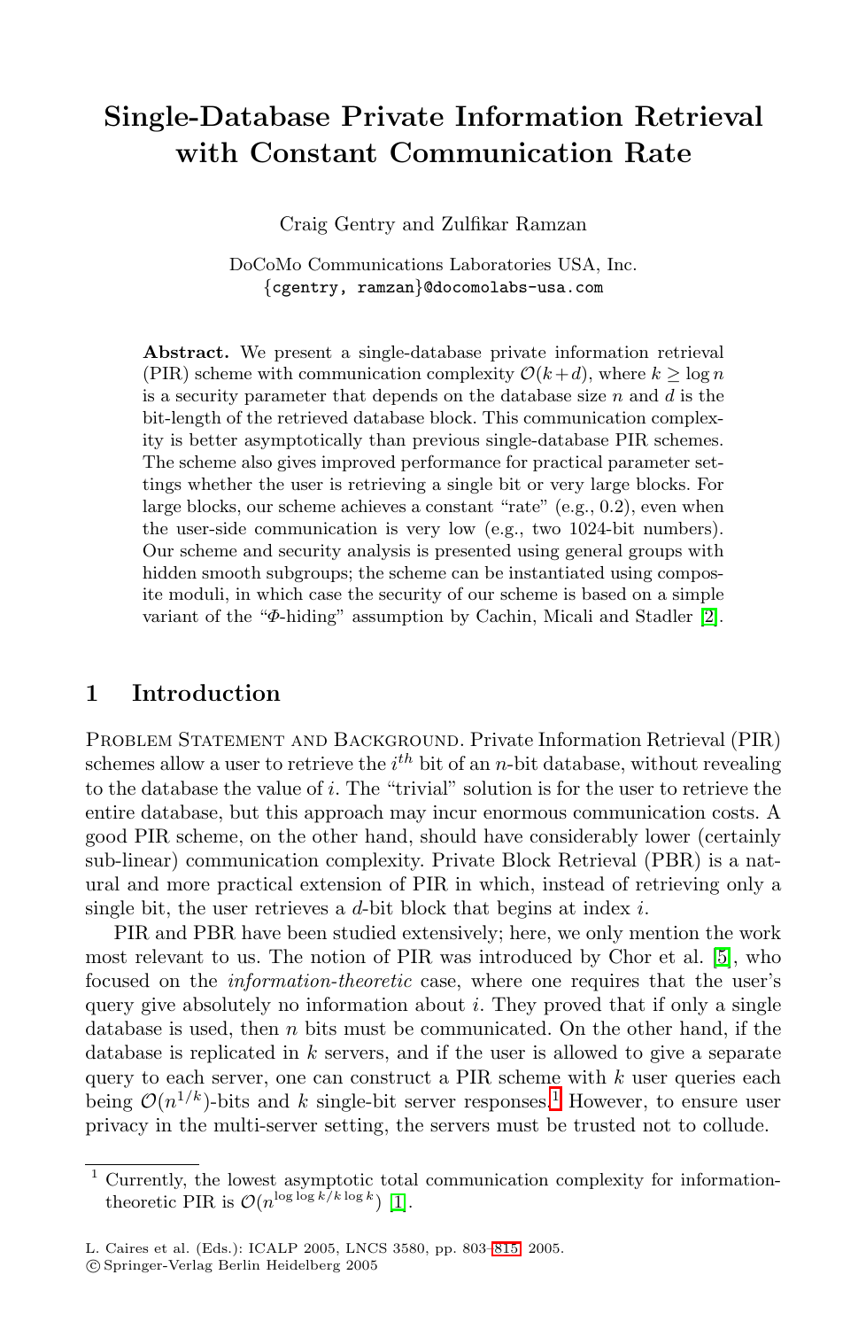# Single-Database Private Information Retrieval with Constant Communication Rate

Craig Gentry and Zulfikar Ramzan

DoCoMo Communications Laboratories USA, Inc.
{cgentry, ramzan}@docomolabs-usa.com

**Abstract.** We present a single-database private information retrieval (PIR) scheme with communication complexity $\mathcal{O}(k+d)$, where $k \geq \log n$ is a security parameter that depends on the database size $n$ and $d$ is the bit-length of the retrieved database block. This communication complexity is better asymptotically than previous single-database PIR schemes. The scheme also gives improved performance for practical parameter settings whether the user is retrieving a single bit or very large blocks. For large blocks, our scheme achieves a constant "rate" (e.g., 0.2), even when the user-side communication is very low (e.g., two 1024-bit numbers). Our scheme and security analysis is presented using general groups with hidden smooth subgroups; the scheme can be instantiated using composite moduli, in which case the security of our scheme is based on a simple variant of the "$\Phi$-hiding" assumption by Cachin, Micali and Stadler [2].

## 1 Introduction

Problem Statement and Background. Private Information Retrieval (PIR) schemes allow a user to retrieve the $i^{th}$ bit of an $n$-bit database, without revealing to the database the value of $i$. The "trivial" solution is for the user to retrieve the entire database, but this approach may incur enormous communication costs. A good PIR scheme, on the other hand, should have considerably lower (certainly sub-linear) communication complexity. Private Block Retrieval (PBR) is a natural and more practical extension of PIR in which, instead of retrieving only a single bit, the user retrieves a $d$-bit block that begins at index $i$.

PIR and PBR have been studied extensively; here, we only mention the work most relevant to us. The notion of PIR was introduced by Chor et al. [5], who focused on the *information-theoretic* case, where one requires that the user's query give absolutely no information about $i$. They proved that if only a single database is used, then $n$ bits must be communicated. On the other hand, if the database is replicated in $k$ servers, and if the user is allowed to give a separate query to each server, one can construct a PIR scheme with $k$ user queries each being $\mathcal{O}(n^{1/k})$-bits and $k$ single-bit server responses.[1] However, to ensure user privacy in the multi-server setting, the servers must be trusted not to collude.

[1] Currently, the lowest asymptotic total communication complexity for information-theoretic PIR is $\mathcal{O}(n^{\log \log k / k \log k})$ [1].

L. Caires et al. (Eds.): ICALP 2005, LNCS 3580, pp. 803–815, 2005.
© Springer-Verlag Berlin Heidelberg 2005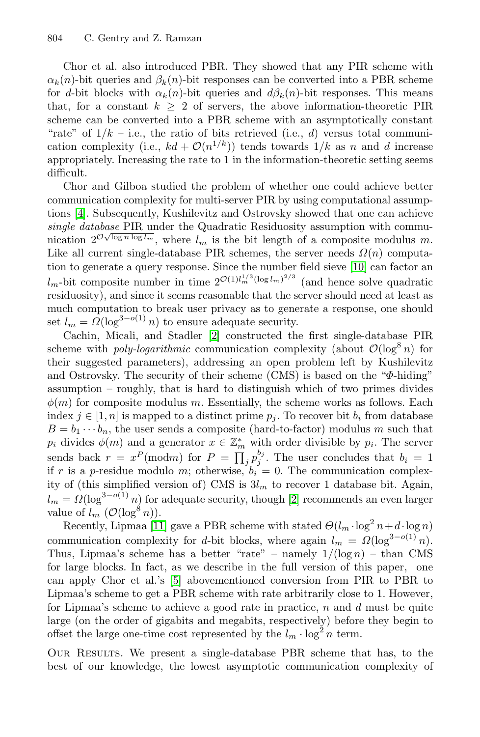Chor et al. also introduced PBR. They showed that any PIR scheme with $\alpha_k(n)$-bit queries and $\beta_k(n)$-bit responses can be converted into a PBR scheme for $d$-bit blocks with $\alpha_k(n)$-bit queries and $d\beta_k(n)$-bit responses. This means that, for a constant $k \geq 2$ of servers, the above information-theoretic PIR scheme can be converted into a PBR scheme with an asymptotically constant "rate" of $1/k$ – i.e., the ratio of bits retrieved (i.e., $d$) versus total communication complexity (i.e., $kd + \mathcal{O}(n^{1/k})$) tends towards $1/k$ as $n$ and $d$ increase appropriately. Increasing the rate to 1 in the information-theoretic setting seems difficult.

Chor and Gilboa studied the problem of whether one could achieve better communication complexity for multi-server PIR by using computational assumptions [4]. Subsequently, Kushilevitz and Ostrovsky showed that one can achieve *single database* PIR under the Quadratic Residuosity assumption with communication $2^{\mathcal{O}\sqrt{\log n \log l_m}}$, where $l_m$ is the bit length of a composite modulus $m$. Like all current single-database PIR schemes, the server needs $\Omega(n)$ computation to generate a query response. Since the number field sieve [10] can factor an $l_m$-bit composite number in time $2^{\mathcal{O}(1)l_m^{1/3}(\log l_m)^{2/3}}$ (and hence solve quadratic residuosity), and since it seems reasonable that the server should need at least as much computation to break user privacy as to generate a response, one should set $l_m = \Omega(\log^{3-o(1)} n)$ to ensure adequate security.

Cachin, Micali, and Stadler [2] constructed the first single-database PIR scheme with *poly-logarithmic* communication complexity (about $\mathcal{O}(\log^8 n)$ for their suggested parameters), addressing an open problem left by Kushilevitz and Ostrovsky. The security of their scheme (CMS) is based on the "$\Phi$-hiding" assumption – roughly, that is hard to distinguish which of two primes divides $\phi(m)$ for composite modulus $m$. Essentially, the scheme works as follows. Each index $j \in [1, n]$ is mapped to a distinct prime $p_j$. To recover bit $b_i$ from database $B = b_1 \cdots b_n$, the user sends a composite (hard-to-factor) modulus $m$ such that $p_i$ divides $\phi(m)$ and a generator $x \in \mathbb{Z}_m^*$ with order divisible by $p_i$. The server sends back $r = x^P (\text{mod} m)$ for $P = \prod_j p_j^{b_j}$. The user concludes that $b_i = 1$ if $r$ is a $p$-residue modulo $m$; otherwise, $b_i = 0$. The communication complexity of (this simplified version of) CMS is $3l_m$ to recover 1 database bit. Again, $l_m = \Omega(\log^{3-o(1)} n)$ for adequate security, though [2] recommends an even larger value of $l_m$ ($\mathcal{O}(\log^8 n)$).

Recently, Lipmaa [11] gave a PBR scheme with stated $\Theta(l_m \cdot \log^2 n + d \cdot \log n)$ communication complexity for $d$-bit blocks, where again $l_m = \Omega(\log^{3-o(1)} n)$. Thus, Lipmaa's scheme has a better "rate" – namely $1/(\log n)$ – than CMS for large blocks. In fact, as we describe in the full version of this paper, one can apply Chor et al.'s [5] abovementioned conversion from PIR to PBR to Lipmaa's scheme to get a PBR scheme with rate arbitrarily close to 1. However, for Lipmaa's scheme to achieve a good rate in practice, $n$ and $d$ must be quite large (on the order of gigabits and megabits, respectively) before they begin to offset the large one-time cost represented by the $l_m \cdot \log^2 n$ term.

Our Results. We present a single-database PBR scheme that has, to the best of our knowledge, the lowest asymptotic communication complexity of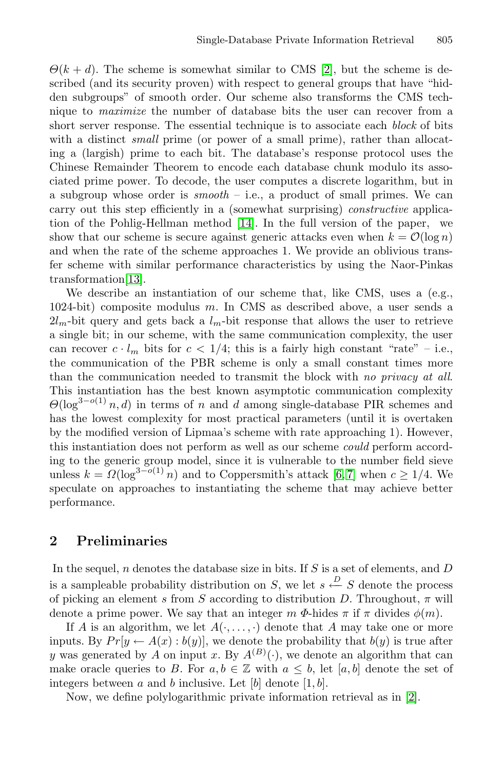$\Theta(k + d)$. The scheme is somewhat similar to CMS [2], but the scheme is described (and its security proven) with respect to general groups that have "hidden subgroups" of smooth order. Our scheme also transforms the CMS technique to *maximize* the number of database bits the user can recover from a short server response. The essential technique is to associate each *block* of bits with a distinct *small* prime (or power of a small prime), rather than allocating a (largish) prime to each bit. The database's response protocol uses the Chinese Remainder Theorem to encode each database chunk modulo its associated prime power. To decode, the user computes a discrete logarithm, but in a subgroup whose order is *smooth* – i.e., a product of small primes. We can carry out this step efficiently in a (somewhat surprising) *constructive* application of the Pohlig-Hellman method [14]. In the full version of the paper, we show that our scheme is secure against generic attacks even when $k = \mathcal{O}(\log n)$ and when the rate of the scheme approaches 1. We provide an oblivious transfer scheme with similar performance characteristics by using the Naor-Pinkas transformation[13].

We describe an instantiation of our scheme that, like CMS, uses a (e.g., 1024-bit) composite modulus $m$. In CMS as described above, a user sends a $2l_m$-bit query and gets back a $l_m$-bit response that allows the user to retrieve a single bit; in our scheme, with the same communication complexity, the user can recover $c \cdot l_m$ bits for $c < 1/4$; this is a fairly high constant "rate" – i.e., the communication of the PBR scheme is only a small constant times more than the communication needed to transmit the block with *no privacy at all*. This instantiation has the best known asymptotic communication complexity $\Theta(\log^{3-o(1)} n, d)$ in terms of $n$ and $d$ among single-database PIR schemes and has the lowest complexity for most practical parameters (until it is overtaken by the modified version of Lipmaa's scheme with rate approaching 1). However, this instantiation does not perform as well as our scheme *could* perform according to the generic group model, since it is vulnerable to the number field sieve unless $k = \Omega(\log^{3-o(1)} n)$ and to Coppersmith's attack [6,7] when $c \geq 1/4$. We speculate on approaches to instantiating the scheme that may achieve better performance.

## 2 Preliminaries

In the sequel, $n$ denotes the database size in bits. If $S$ is a set of elements, and $D$ is a sampleable probability distribution on $S$, we let $s \overset{D}{\leftarrow} S$ denote the process of picking an element $s$ from $S$ according to distribution $D$. Throughout, $\pi$ will denote a prime power. We say that an integer $m$ $\Phi$-hides $\pi$ if $\pi$ divides $\phi(m)$.

If $A$ is an algorithm, we let $A(\cdot, \dots, \cdot)$ denote that $A$ may take one or more inputs. By $Pr[y \leftarrow A(x) : b(y)]$, we denote the probability that $b(y)$ is true after $y$ was generated by $A$ on input $x$. By $A^{(B)}(\cdot)$, we denote an algorithm that can make oracle queries to $B$. For $a, b \in \mathbb{Z}$ with $a \leq b$, let $[a, b]$ denote the set of integers between $a$ and $b$ inclusive. Let $[b]$ denote $[1, b]$.

Now, we define polylogarithmic private information retrieval as in [2].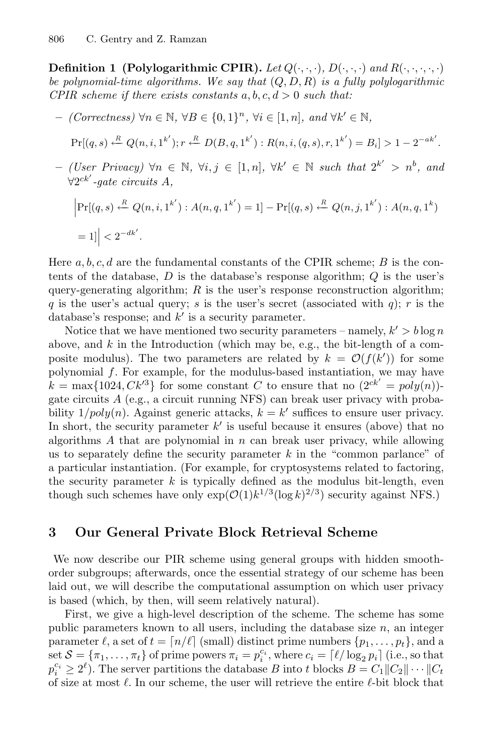**Definition 1 (Polylogarithmic CPIR).** *Let $Q(\cdot,\cdot,\cdot)$, $D(\cdot,\cdot,\cdot)$ and $R(\cdot,\cdot,\cdot,\cdot,\cdot)$ be polynomial-time algorithms. We say that $(Q, D, R)$ is a fully polylogarithmic CPIR scheme if there exists constants $a, b, c, d > 0$ such that:*

– *(Correctness)* $\forall n \in \mathbb{N}$, $\forall B \in \{0,1\}^n$, $\forall i \in [1, n]$, *and* $\forall k' \in \mathbb{N}$,

$$\Pr[(q,s) \xleftarrow{R} Q(n, i, 1^{k'}); r \xleftarrow{R} D(B, q, 1^{k'}) : R(n, i, (q,s), r, 1^{k'}) = B_i] > 1 - 2^{-ak'}.$$

– *(User Privacy)* $\forall n \in \mathbb{N}$, $\forall i, j \in [1, n]$, $\forall k' \in \mathbb{N}$ *such that* $2^{k'} > n^b$, *and* $\forall 2^{ck'}$*-gate circuits* $A$,

$$\Big|\Pr[(q,s) \xleftarrow{R} Q(n, i, 1^{k'}) : A(n, q, 1^{k'}) = 1] - \Pr[(q,s) \xleftarrow{R} Q(n, j, 1^{k'}) : A(n, q, 1^{k}) = 1]\Big| < 2^{-dk'}.$$

Here $a, b, c, d$ are the fundamental constants of the CPIR scheme; $B$ is the contents of the database, $D$ is the database's response algorithm; $Q$ is the user's query-generating algorithm; $R$ is the user's response reconstruction algorithm; $q$ is the user's actual query; $s$ is the user's secret (associated with $q$); $r$ is the database's response; and $k'$ is a security parameter.

Notice that we have mentioned two security parameters – namely, $k' > b \log n$ above, and $k$ in the Introduction (which may be, e.g., the bit-length of a composite modulus). The two parameters are related by $k = \mathcal{O}(f(k'))$ for some polynomial $f$. For example, for the modulus-based instantiation, we may have $k = \max\{1024, Ck'^3\}$ for some constant $C$ to ensure that no $(2^{ck'} = poly(n))$-gate circuits $A$ (e.g., a circuit running NFS) can break user privacy with probability $1/poly(n)$. Against generic attacks, $k = k'$ suffices to ensure user privacy. In short, the security parameter $k'$ is useful because it ensures (above) that no algorithms $A$ that are polynomial in $n$ can break user privacy, while allowing us to separately define the security parameter $k$ in the "common parlance" of a particular instantiation. (For example, for cryptosystems related to factoring, the security parameter $k$ is typically defined as the modulus bit-length, even though such schemes have only $\exp(\mathcal{O}(1)k^{1/3}(\log k)^{2/3})$ security against NFS.)

## 3 Our General Private Block Retrieval Scheme

We now describe our PIR scheme using general groups with hidden smooth-order subgroups; afterwards, once the essential strategy of our scheme has been laid out, we will describe the computational assumption on which user privacy is based (which, by then, will seem relatively natural).

First, we give a high-level description of the scheme. The scheme has some public parameters known to all users, including the database size $n$, an integer parameter $\ell$, a set of $t = \lceil n/\ell \rceil$ (small) distinct prime numbers $\{p_1, \ldots, p_t\}$, and a set $\mathcal{S} = \{\pi_1, \ldots, \pi_t\}$ of prime powers $\pi_i = p_i^{c_i}$, where $c_i = \lceil \ell / \log_2 p_i \rceil$ (i.e., so that $p_i^{c_i} \geq 2^{\ell}$). The server partitions the database $B$ into $t$ blocks $B = C_1 \| C_2 \| \cdots \| C_t$ of size at most $\ell$. In our scheme, the user will retrieve the entire $\ell$-bit block that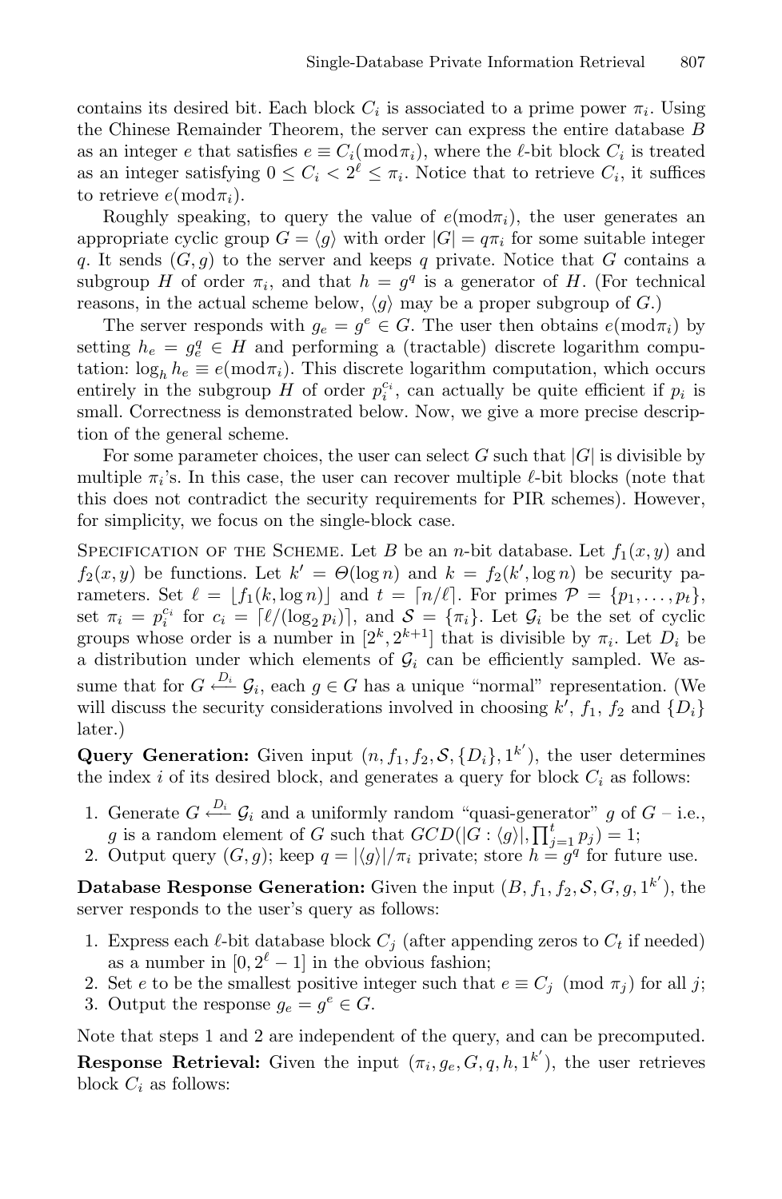contains its desired bit. Each block $C_i$ is associated to a prime power $\pi_i$. Using the Chinese Remainder Theorem, the server can express the entire database $B$ as an integer $e$ that satisfies $e \equiv C_i (\bmod \pi_i)$, where the $\ell$-bit block $C_i$ is treated as an integer satisfying $0 \leq C_i < 2^\ell \leq \pi_i$. Notice that to retrieve $C_i$, it suffices to retrieve $e (\bmod \pi_i)$.

Roughly speaking, to query the value of $e (\bmod \pi_i)$, the user generates an appropriate cyclic group $G = \langle g \rangle$ with order $|G| = q\pi_i$ for some suitable integer $q$. It sends $(G, g)$ to the server and keeps $q$ private. Notice that $G$ contains a subgroup $H$ of order $\pi_i$, and that $h = g^q$ is a generator of $H$. (For technical reasons, in the actual scheme below, $\langle g \rangle$ may be a proper subgroup of $G$.)

The server responds with $g_e = g^e \in G$. The user then obtains $e (\bmod \pi_i)$ by setting $h_e = g_e^q \in H$ and performing a (tractable) discrete logarithm computation: $\log_h h_e \equiv e (\bmod \pi_i)$. This discrete logarithm computation, which occurs entirely in the subgroup $H$ of order $p_i^{c_i}$, can actually be quite efficient if $p_i$ is small. Correctness is demonstrated below. Now, we give a more precise description of the general scheme.

For some parameter choices, the user can select $G$ such that $|G|$ is divisible by multiple $\pi_i$'s. In this case, the user can recover multiple $\ell$-bit blocks (note that this does not contradict the security requirements for PIR schemes). However, for simplicity, we focus on the single-block case.

Specification of the Scheme. Let $B$ be an $n$-bit database. Let $f_1(x, y)$ and $f_2(x, y)$ be functions. Let $k' = \Theta(\log n)$ and $k = f_2(k', \log n)$ be security parameters. Set $\ell = \lfloor f_1(k, \log n) \rfloor$ and $t = \lceil n/\ell \rceil$. For primes $\mathcal{P} = \{p_1, \ldots, p_t\}$, set $\pi_i = p_i^{c_i}$ for $c_i = \lceil \ell / (\log_2 p_i) \rceil$, and $\mathcal{S} = \{\pi_i\}$. Let $\mathcal{G}_i$ be the set of cyclic groups whose order is a number in $[2^k, 2^{k+1}]$ that is divisible by $\pi_i$. Let $D_i$ be a distribution under which elements of $\mathcal{G}_i$ can be efficiently sampled. We assume that for $G \stackrel{D_i}{\longleftarrow} \mathcal{G}_i$, each $g \in G$ has a unique "normal" representation. (We will discuss the security considerations involved in choosing $k'$, $f_1$, $f_2$ and $\{D_i\}$ later.)

**Query Generation:** Given input $(n, f_1, f_2, \mathcal{S}, \{D_i\}, 1^{k'})$, the user determines the index $i$ of its desired block, and generates a query for block $C_i$ as follows:

1. Generate $G \stackrel{D_i}{\longleftarrow} \mathcal{G}_i$ and a uniformly random "quasi-generator" $g$ of $G$ – i.e., $g$ is a random element of $G$ such that $GCD(|G : \langle g \rangle|, \prod_{j=1}^{t} p_j) = 1$;
2. Output query $(G, g)$; keep $q = |\langle g \rangle| / \pi_i$ private; store $h = g^q$ for future use.

**Database Response Generation:** Given the input $(B, f_1, f_2, \mathcal{S}, G, g, 1^{k'})$, the server responds to the user's query as follows:

1. Express each $\ell$-bit database block $C_j$ (after appending zeros to $C_t$ if needed) as a number in $[0, 2^\ell - 1]$ in the obvious fashion;
2. Set $e$ to be the smallest positive integer such that $e \equiv C_j \pmod{\pi_j}$ for all $j$;
3. Output the response $g_e = g^e \in G$.

Note that steps 1 and 2 are independent of the query, and can be precomputed.

**Response Retrieval:** Given the input $(\pi_i, g_e, G, q, h, 1^{k'})$, the user retrieves block $C_i$ as follows: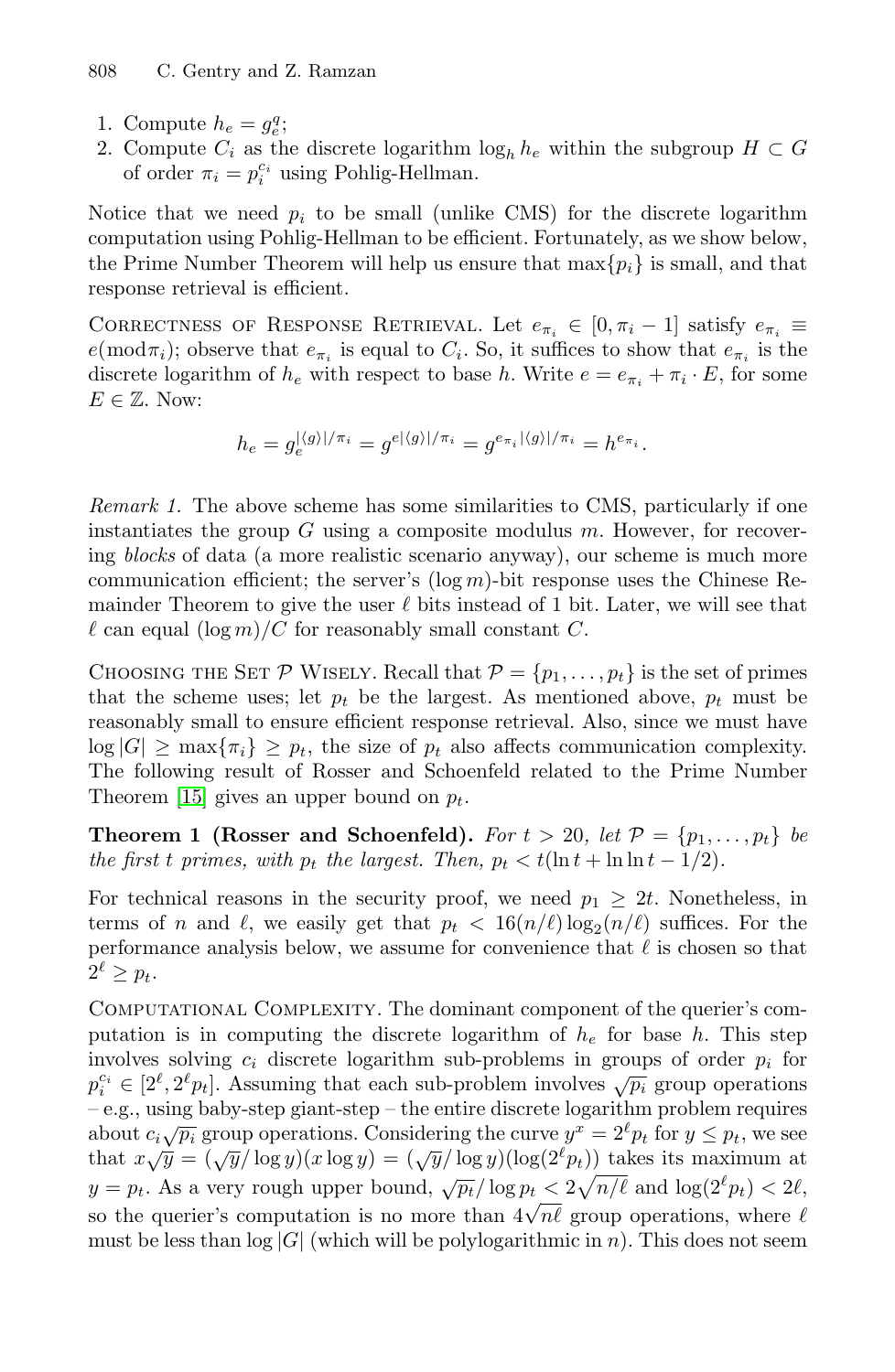1. Compute $h_e = g_e^q$;
2. Compute $C_i$ as the discrete logarithm $\log_h h_e$ within the subgroup $H \subset G$ of order $\pi_i = p_i^{c_i}$ using Pohlig-Hellman.

Notice that we need $p_i$ to be small (unlike CMS) for the discrete logarithm computation using Pohlig-Hellman to be efficient. Fortunately, as we show below, the Prime Number Theorem will help us ensure that $\max\{p_i\}$ is small, and that response retrieval is efficient.

Correctness of Response Retrieval. Let $e_{\pi_i} \in [0, \pi_i - 1]$ satisfy $e_{\pi_i} \equiv e (\bmod \pi_i)$; observe that $e_{\pi_i}$ is equal to $C_i$. So, it suffices to show that $e_{\pi_i}$ is the discrete logarithm of $h_e$ with respect to base $h$. Write $e = e_{\pi_i} + \pi_i \cdot E$, for some $E \in \mathbb{Z}$. Now:

$$h_e = g_e^{|\langle g \rangle|/\pi_i} = g^{e|\langle g \rangle|/\pi_i} = g^{e_{\pi_i}|\langle g \rangle|/\pi_i} = h^{e_{\pi_i}}.$$

*Remark 1.* The above scheme has some similarities to CMS, particularly if one instantiates the group $G$ using a composite modulus $m$. However, for recovering *blocks* of data (a more realistic scenario anyway), our scheme is much more communication efficient; the server's $(\log m)$-bit response uses the Chinese Remainder Theorem to give the user $\ell$ bits instead of 1 bit. Later, we will see that $\ell$ can equal $(\log m)/C$ for reasonably small constant $C$.

Choosing the Set $\mathcal{P}$ Wisely. Recall that $\mathcal{P} = \{p_1, \ldots, p_t\}$ is the set of primes that the scheme uses; let $p_t$ be the largest. As mentioned above, $p_t$ must be reasonably small to ensure efficient response retrieval. Also, since we must have $\log |G| \geq \max\{\pi_i\} \geq p_t$, the size of $p_t$ also affects communication complexity. The following result of Rosser and Schoenfeld related to the Prime Number Theorem [15] gives an upper bound on $p_t$.

**Theorem 1 (Rosser and Schoenfeld).** *For $t > 20$, let $\mathcal{P} = \{p_1, \ldots, p_t\}$ be the first $t$ primes, with $p_t$ the largest. Then, $p_t < t(\ln t + \ln \ln t - 1/2)$.*

For technical reasons in the security proof, we need $p_1 \geq 2t$. Nonetheless, in terms of $n$ and $\ell$, we easily get that $p_t < 16(n/\ell)\log_2(n/\ell)$ suffices. For the performance analysis below, we assume for convenience that $\ell$ is chosen so that $2^\ell \geq p_t$.

Computational Complexity. The dominant component of the querier's computation is in computing the discrete logarithm of $h_e$ for base $h$. This step involves solving $c_i$ discrete logarithm sub-problems in groups of order $p_i$ for $p_i^{c_i} \in [2^\ell, 2^\ell p_t]$. Assuming that each sub-problem involves $\sqrt{p_i}$ group operations – e.g., using baby-step giant-step – the entire discrete logarithm problem requires about $c_i\sqrt{p_i}$ group operations. Considering the curve $y^x = 2^\ell p_t$ for $y \leq p_t$, we see that $x\sqrt{y} = (\sqrt{y}/\log y)(x \log y) = (\sqrt{y}/\log y)(\log(2^\ell p_t))$ takes its maximum at $y = p_t$. As a very rough upper bound, $\sqrt{p_t}/\log p_t < 2\sqrt{n/\ell}$ and $\log(2^\ell p_t) < 2\ell$, so the querier's computation is no more than $4\sqrt{n\ell}$ group operations, where $\ell$ must be less than $\log |G|$ (which will be polylogarithmic in $n$). This does not seem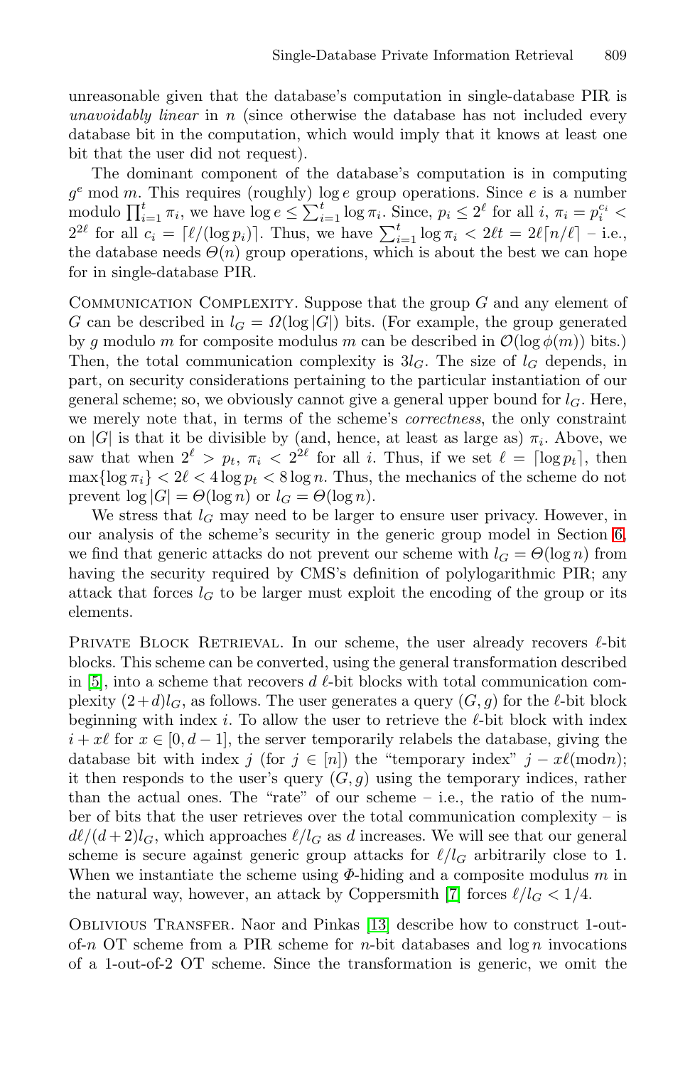unreasonable given that the database's computation in single-database PIR is *unavoidably linear* in $n$ (since otherwise the database has not included every database bit in the computation, which would imply that it knows at least one bit that the user did not request).

The dominant component of the database's computation is in computing $g^e \bmod m$. This requires (roughly) $\log e$ group operations. Since $e$ is a number modulo $\prod_{i=1}^{t} \pi_i$, we have $\log e \leq \sum_{i=1}^{t} \log \pi_i$. Since, $p_i \leq 2^\ell$ for all $i$, $\pi_i = p_i^{c_i} < 2^{2\ell}$ for all $c_i = \lceil \ell/(\log p_i) \rceil$. Thus, we have $\sum_{i=1}^{t} \log \pi_i < 2\ell t = 2\ell \lceil n/\ell \rceil$ – i.e., the database needs $\Theta(n)$ group operations, which is about the best we can hope for in single-database PIR.

Communication Complexity. Suppose that the group $G$ and any element of $G$ can be described in $l_G = \Omega(\log |G|)$ bits. (For example, the group generated by $g$ modulo $m$ for composite modulus $m$ can be described in $\mathcal{O}(\log \phi(m))$ bits.) Then, the total communication complexity is $3l_G$. The size of $l_G$ depends, in part, on security considerations pertaining to the particular instantiation of our general scheme; so, we obviously cannot give a general upper bound for $l_G$. Here, we merely note that, in terms of the scheme's *correctness*, the only constraint on $|G|$ is that it be divisible by (and, hence, at least as large as) $\pi_i$. Above, we saw that when $2^\ell > p_t$, $\pi_i < 2^{2\ell}$ for all $i$. Thus, if we set $\ell = \lceil \log p_t \rceil$, then $\max\{\log \pi_i\} < 2\ell < 4 \log p_t < 8 \log n$. Thus, the mechanics of the scheme do not prevent $\log |G| = \Theta(\log n)$ or $l_G = \Theta(\log n)$.

We stress that $l_G$ may need to be larger to ensure user privacy. However, in our analysis of the scheme's security in the generic group model in Section 6, we find that generic attacks do not prevent our scheme with $l_G = \Theta(\log n)$ from having the security required by CMS's definition of polylogarithmic PIR; any attack that forces $l_G$ to be larger must exploit the encoding of the group or its elements.

Private Block Retrieval. In our scheme, the user already recovers $\ell$-bit blocks. This scheme can be converted, using the general transformation described in [5], into a scheme that recovers $d$ $\ell$-bit blocks with total communication complexity $(2+d)l_G$, as follows. The user generates a query $(G, g)$ for the $\ell$-bit block beginning with index $i$. To allow the user to retrieve the $\ell$-bit block with index $i + x\ell$ for $x \in [0, d-1]$, the server temporarily relabels the database, giving the database bit with index $j$ (for $j \in [n]$) the "temporary index" $j - x\ell (\mathrm{mod} n)$; it then responds to the user's query $(G, g)$ using the temporary indices, rather than the actual ones. The "rate" of our scheme – i.e., the ratio of the number of bits that the user retrieves over the total communication complexity – is $d\ell/(d+2)l_G$, which approaches $\ell/l_G$ as $d$ increases. We will see that our general scheme is secure against generic group attacks for $\ell/l_G$ arbitrarily close to 1. When we instantiate the scheme using $\Phi$-hiding and a composite modulus $m$ in the natural way, however, an attack by Coppersmith [7] forces $\ell/l_G < 1/4$.

Oblivious Transfer. Naor and Pinkas [13] describe how to construct 1-out-of-$n$ OT scheme from a PIR scheme for $n$-bit databases and $\log n$ invocations of a 1-out-of-2 OT scheme. Since the transformation is generic, we omit the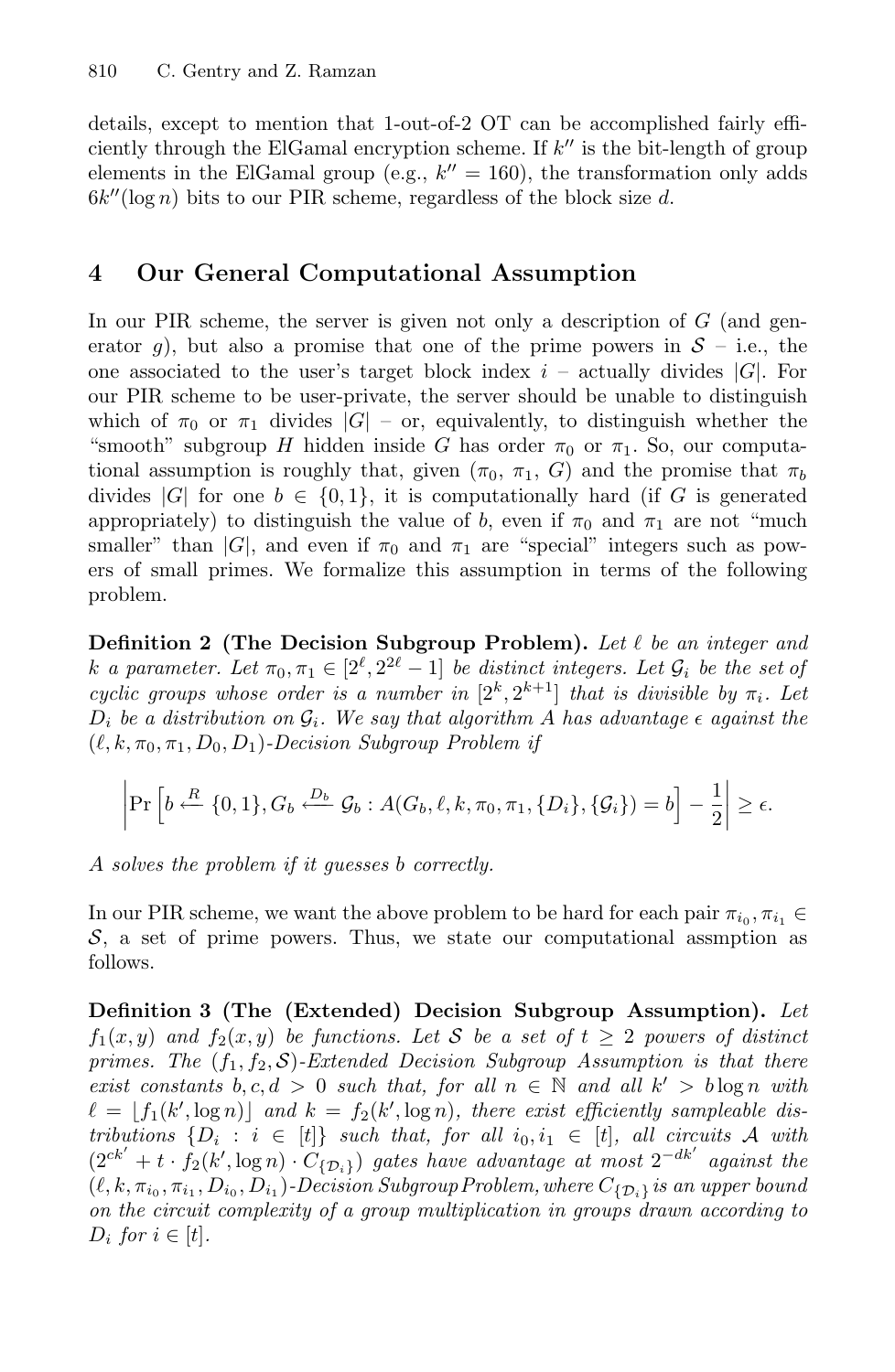details, except to mention that 1-out-of-2 OT can be accomplished fairly efficiently through the ElGamal encryption scheme. If $k''$ is the bit-length of group elements in the ElGamal group (e.g., $k'' = 160$), the transformation only adds $6k''(\log n)$ bits to our PIR scheme, regardless of the block size $d$.

## 4 Our General Computational Assumption

In our PIR scheme, the server is given not only a description of $G$ (and generator $g$), but also a promise that one of the prime powers in $\mathcal{S}$ – i.e., the one associated to the user's target block index $i$ – actually divides $|G|$. For our PIR scheme to be user-private, the server should be unable to distinguish which of $\pi_0$ or $\pi_1$ divides $|G|$ – or, equivalently, to distinguish whether the "smooth" subgroup $H$ hidden inside $G$ has order $\pi_0$ or $\pi_1$. So, our computational assumption is roughly that, given ($\pi_0$, $\pi_1$, $G$) and the promise that $\pi_b$ divides $|G|$ for one $b \in \{0, 1\}$, it is computationally hard (if $G$ is generated appropriately) to distinguish the value of $b$, even if $\pi_0$ and $\pi_1$ are not "much smaller" than $|G|$, and even if $\pi_0$ and $\pi_1$ are "special" integers such as powers of small primes. We formalize this assumption in terms of the following problem.

**Definition 2 (The Decision Subgroup Problem).** *Let $\ell$ be an integer and $k$ a parameter. Let $\pi_0, \pi_1 \in [2^\ell, 2^{2\ell} - 1]$ be distinct integers. Let $\mathcal{G}_i$ be the set of cyclic groups whose order is a number in $[2^k, 2^{k+1}]$ that is divisible by $\pi_i$. Let $D_i$ be a distribution on $\mathcal{G}_i$. We say that algorithm $A$ has advantage $\epsilon$ against the $(\ell, k, \pi_0, \pi_1, D_0, D_1)$-Decision Subgroup Problem if*

$$\left| \Pr\left[ b \xleftarrow{R} \{0, 1\}, G_b \xleftarrow{D_b} \mathcal{G}_b : A(G_b, \ell, k, \pi_0, \pi_1, \{D_i\}, \{\mathcal{G}_i\}) = b \right] - \frac{1}{2} \right| \geq \epsilon.$$

*A solves the problem if it guesses b correctly.*

In our PIR scheme, we want the above problem to be hard for each pair $\pi_{i_0}, \pi_{i_1} \in \mathcal{S}$, a set of prime powers. Thus, we state our computational assmption as follows.

**Definition 3 (The (Extended) Decision Subgroup Assumption).** *Let $f_1(x, y)$ and $f_2(x, y)$ be functions. Let $\mathcal{S}$ be a set of $t \geq 2$ powers of distinct primes. The $(f_1, f_2, \mathcal{S})$-Extended Decision Subgroup Assumption is that there exist constants $b, c, d > 0$ such that, for all $n \in \mathbb{N}$ and all $k' > b \log n$ with $\ell = \lfloor f_1(k', \log n) \rfloor$ and $k = f_2(k', \log n)$, there exist efficiently sampleable distributions $\{D_i : i \in [t]\}$ such that, for all $i_0, i_1 \in [t]$, all circuits $\mathcal{A}$ with $(2^{ck'} + t \cdot f_2(k', \log n) \cdot C_{\{\mathcal{D}_i\}})$ gates have advantage at most $2^{-dk'}$ against the $(\ell, k, \pi_{i_0}, \pi_{i_1}, D_{i_0}, D_{i_1})$-Decision Subgroup Problem, where $C_{\{\mathcal{D}_i\}}$ is an upper bound on the circuit complexity of a group multiplication in groups drawn according to $D_i$ for $i \in [t]$.*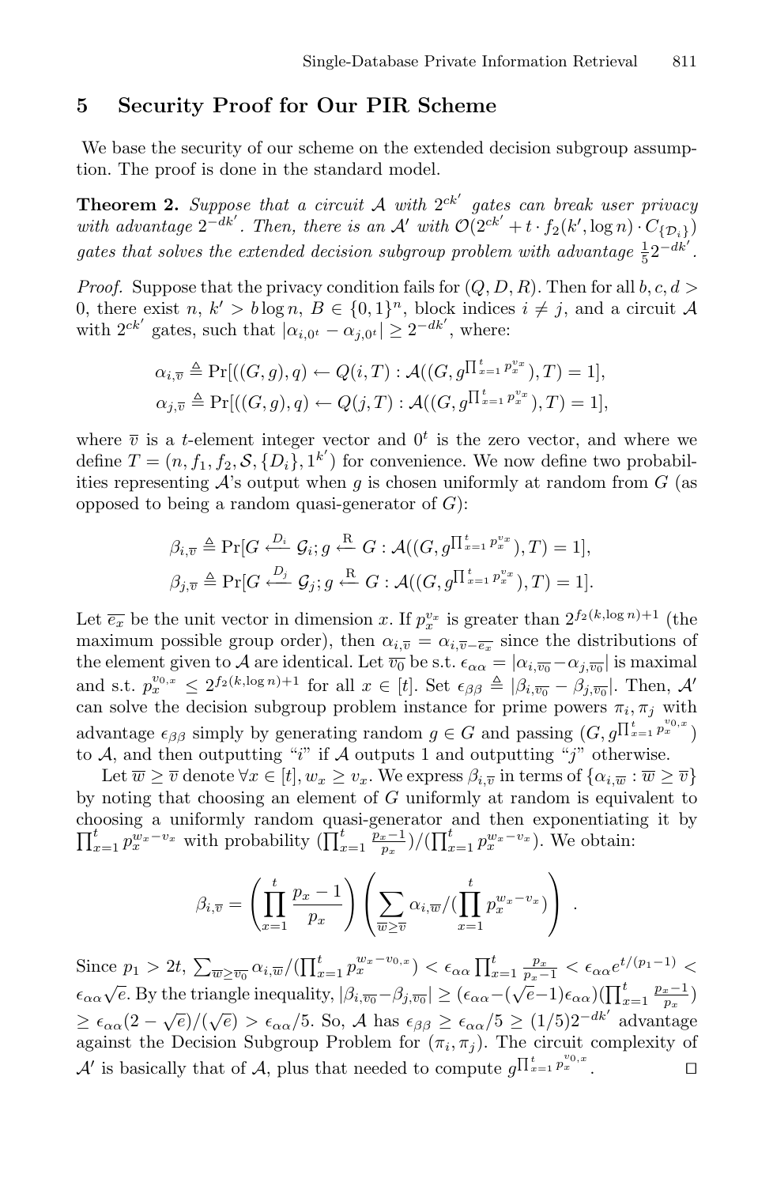## 5 Security Proof for Our PIR Scheme

We base the security of our scheme on the extended decision subgroup assumption. The proof is done in the standard model.

**Theorem 2.** *Suppose that a circuit $\mathcal{A}$ with $2^{ck'}$ gates can break user privacy with advantage $2^{-dk'}$. Then, there is an $\mathcal{A}'$ with $\mathcal{O}(2^{ck'} + t \cdot f_2(k', \log n) \cdot C_{\{\mathcal{D}_i\}})$ gates that solves the extended decision subgroup problem with advantage $\frac{1}{5}2^{-dk'}$.*

*Proof.* Suppose that the privacy condition fails for $(Q, D, R)$. Then for all $b, c, d > 0$, there exist $n$, $k' > b \log n$, $B \in \{0,1\}^n$, block indices $i \neq j$, and a circuit $\mathcal{A}$ with $2^{ck'}$ gates, such that $|\alpha_{i,0^t} - \alpha_{j,0^t}| \geq 2^{-dk'}$, where:

$$\alpha_{i,\overline{v}} \triangleq \Pr[((G,g),q) \leftarrow Q(i,T) : \mathcal{A}((G, g^{\prod_{x=1}^{t} p_x^{v_x}}), T) = 1],$$
$$\alpha_{j,\overline{v}} \triangleq \Pr[((G,g),q) \leftarrow Q(j,T) : \mathcal{A}((G, g^{\prod_{x=1}^{t} p_x^{v_x}}), T) = 1],$$

where $\overline{v}$ is a $t$-element integer vector and $0^t$ is the zero vector, and where we define $T = (n, f_1, f_2, \mathcal{S}, \{D_i\}, 1^{k'})$ for convenience. We now define two probabilities representing $\mathcal{A}$'s output when $g$ is chosen uniformly at random from $G$ (as opposed to being a random quasi-generator of $G$):

$$\beta_{i,\overline{v}} \triangleq \Pr[G \xleftarrow{D_i} \mathcal{G}_i; g \xleftarrow{\text{R}} G : \mathcal{A}((G, g^{\prod_{x=1}^{t} p_x^{v_x}}), T) = 1],$$
$$\beta_{j,\overline{v}} \triangleq \Pr[G \xleftarrow{D_j} \mathcal{G}_j; g \xleftarrow{\text{R}} G : \mathcal{A}((G, g^{\prod_{x=1}^{t} p_x^{v_x}}), T) = 1].$$

Let $\overline{e_x}$ be the unit vector in dimension $x$. If $p_x^{v_x}$ is greater than $2^{f_2(k,\log n)+1}$ (the maximum possible group order), then $\alpha_{i,\overline{v}} = \alpha_{i,\overline{v}-\overline{e_x}}$ since the distributions of the element given to $\mathcal{A}$ are identical. Let $\overline{v_0}$ be s.t. $\epsilon_{\alpha\alpha} = |\alpha_{i,\overline{v_0}} - \alpha_{j,\overline{v_0}}|$ is maximal and s.t. $p_x^{v_{0,x}} \leq 2^{f_2(k,\log n)+1}$ for all $x \in [t]$. Set $\epsilon_{\beta\beta} \triangleq |\beta_{i,\overline{v_0}} - \beta_{j,\overline{v_0}}|$. Then, $\mathcal{A}'$ can solve the decision subgroup problem instance for prime powers $\pi_i, \pi_j$ with advantage $\epsilon_{\beta\beta}$ simply by generating random $g \in G$ and passing $(G, g^{\prod_{x=1}^{t} p_x^{v_{0,x}}})$ to $\mathcal{A}$, and then outputting "$i$" if $\mathcal{A}$ outputs 1 and outputting "$j$" otherwise.

Let $\overline{w} \geq \overline{v}$ denote $\forall x \in [t], w_x \geq v_x$. We express $\beta_{i,\overline{v}}$ in terms of $\{\alpha_{i,\overline{w}} : \overline{w} \geq \overline{v}\}$ by noting that choosing an element of $G$ uniformly at random is equivalent to choosing a uniformly random quasi-generator and then exponentiating it by $\prod_{x=1}^{t} p_x^{w_x - v_x}$ with probability $(\prod_{x=1}^{t} \frac{p_x - 1}{p_x})/(\prod_{x=1}^{t} p_x^{w_x - v_x})$. We obtain:

$$\beta_{i,\overline{v}} = \left(\prod_{x=1}^{t} \frac{p_x - 1}{p_x}\right)\left(\sum_{\overline{w} \geq \overline{v}} \alpha_{i,\overline{w}} / (\prod_{x=1}^{t} p_x^{w_x - v_x})\right) .$$

Since $p_1 > 2t$, $\sum_{\overline{w} \geq \overline{v_0}} \alpha_{i,\overline{w}} / (\prod_{x=1}^{t} p_x^{w_x - v_{0,x}}) < \epsilon_{\alpha\alpha} \prod_{x=1}^{t} \frac{p_x}{p_x - 1} < \epsilon_{\alpha\alpha} e^{t/(p_1 - 1)} < \epsilon_{\alpha\alpha}\sqrt{e}$. By the triangle inequality, $|\beta_{i,\overline{v_0}} - \beta_{j,\overline{v_0}}| \geq (\epsilon_{\alpha\alpha} - (\sqrt{e} - 1)\epsilon_{\alpha\alpha})(\prod_{x=1}^{t} \frac{p_x - 1}{p_x})$ $\geq \epsilon_{\alpha\alpha}(2 - \sqrt{e})/(\sqrt{e}) > \epsilon_{\alpha\alpha}/5$. So, $\mathcal{A}$ has $\epsilon_{\beta\beta} \geq \epsilon_{\alpha\alpha}/5 \geq (1/5)2^{-dk'}$ advantage against the Decision Subgroup Problem for $(\pi_i, \pi_j)$. The circuit complexity of $\mathcal{A}'$ is basically that of $\mathcal{A}$, plus that needed to compute $g^{\prod_{x=1}^{t} p_x^{v_{0,x}}}$. □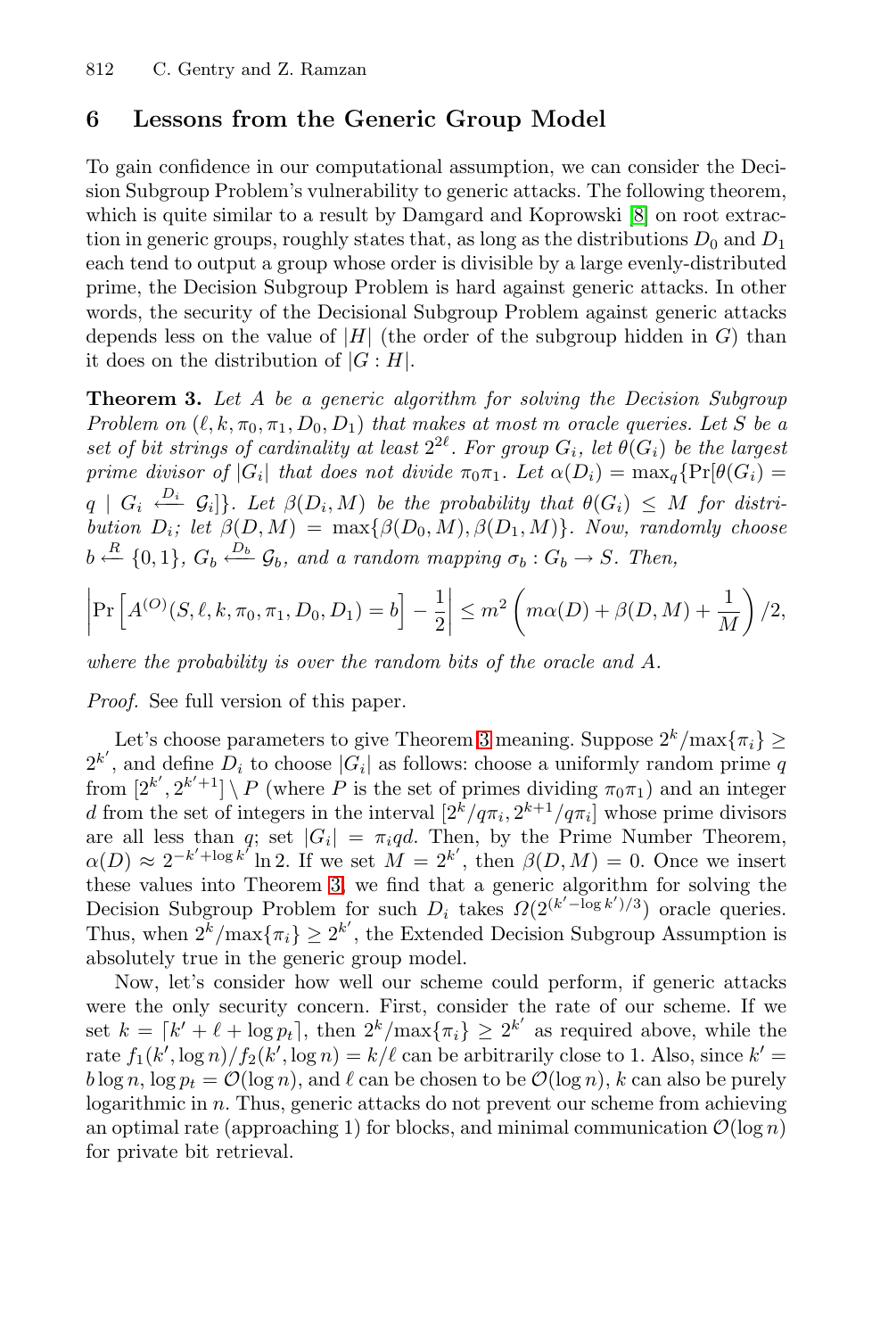## 6 Lessons from the Generic Group Model

To gain confidence in our computational assumption, we can consider the Decision Subgroup Problem's vulnerability to generic attacks. The following theorem, which is quite similar to a result by Damgard and Koprowski [8] on root extraction in generic groups, roughly states that, as long as the distributions $D_0$ and $D_1$ each tend to output a group whose order is divisible by a large evenly-distributed prime, the Decision Subgroup Problem is hard against generic attacks. In other words, the security of the Decisional Subgroup Problem against generic attacks depends less on the value of $|H|$ (the order of the subgroup hidden in $G$) than it does on the distribution of $|G : H|$.

**Theorem 3.** *Let $A$ be a generic algorithm for solving the Decision Subgroup Problem on $(\ell, k, \pi_0, \pi_1, D_0, D_1)$ that makes at most $m$ oracle queries. Let $S$ be a set of bit strings of cardinality at least $2^{2\ell}$. For group $G_i$, let $\theta(G_i)$ be the largest prime divisor of $|G_i|$ that does not divide $\pi_0\pi_1$. Let $\alpha(D_i) = \max_q\{\Pr[\theta(G_i) = q \mid G_i \overset{D_i}{\longleftarrow} \mathcal{G}_i]\}$. Let $\beta(D_i, M)$ be the probability that $\theta(G_i) \leq M$ for distribution $D_i$; let $\beta(D, M) = \max\{\beta(D_0, M), \beta(D_1, M)\}$. Now, randomly choose $b \overset{R}{\longleftarrow} \{0, 1\}$, $G_b \overset{D_b}{\longleftarrow} \mathcal{G}_b$, and a random mapping $\sigma_b : G_b \to S$. Then,*

$$\left|\Pr\left[A^{(O)}(S, \ell, k, \pi_0, \pi_1, D_0, D_1) = b\right] - \frac{1}{2}\right| \leq m^2\left(m\alpha(D) + \beta(D, M) + \frac{1}{M}\right)/2,$$

*where the probability is over the random bits of the oracle and $A$.*

*Proof.* See full version of this paper.

Let's choose parameters to give Theorem 3 meaning. Suppose $2^k/\max\{\pi_i\} \geq 2^{k'}$, and define $D_i$ to choose $|G_i|$ as follows: choose a uniformly random prime $q$ from $[2^{k'}, 2^{k'+1}] \setminus P$ (where $P$ is the set of primes dividing $\pi_0\pi_1$) and an integer $d$ from the set of integers in the interval $[2^k/q\pi_i, 2^{k+1}/q\pi_i]$ whose prime divisors are all less than $q$; set $|G_i| = \pi_i q d$. Then, by the Prime Number Theorem, $\alpha(D) \approx 2^{-k'+\log k'} \ln 2$. If we set $M = 2^{k'}$, then $\beta(D, M) = 0$. Once we insert these values into Theorem 3, we find that a generic algorithm for solving the Decision Subgroup Problem for such $D_i$ takes $\Omega(2^{(k'-\log k')/3})$ oracle queries. Thus, when $2^k/\max\{\pi_i\} \geq 2^{k'}$, the Extended Decision Subgroup Assumption is absolutely true in the generic group model.

Now, let's consider how well our scheme could perform, if generic attacks were the only security concern. First, consider the rate of our scheme. If we set $k = \lceil k' + \ell + \log p_t \rceil$, then $2^k/\max\{\pi_i\} \geq 2^{k'}$ as required above, while the rate $f_1(k', \log n)/f_2(k', \log n) = k/\ell$ can be arbitrarily close to 1. Also, since $k' = b \log n$, $\log p_t = \mathcal{O}(\log n)$, and $\ell$ can be chosen to be $\mathcal{O}(\log n)$, $k$ can also be purely logarithmic in $n$. Thus, generic attacks do not prevent our scheme from achieving an optimal rate (approaching 1) for blocks, and minimal communication $\mathcal{O}(\log n)$ for private bit retrieval.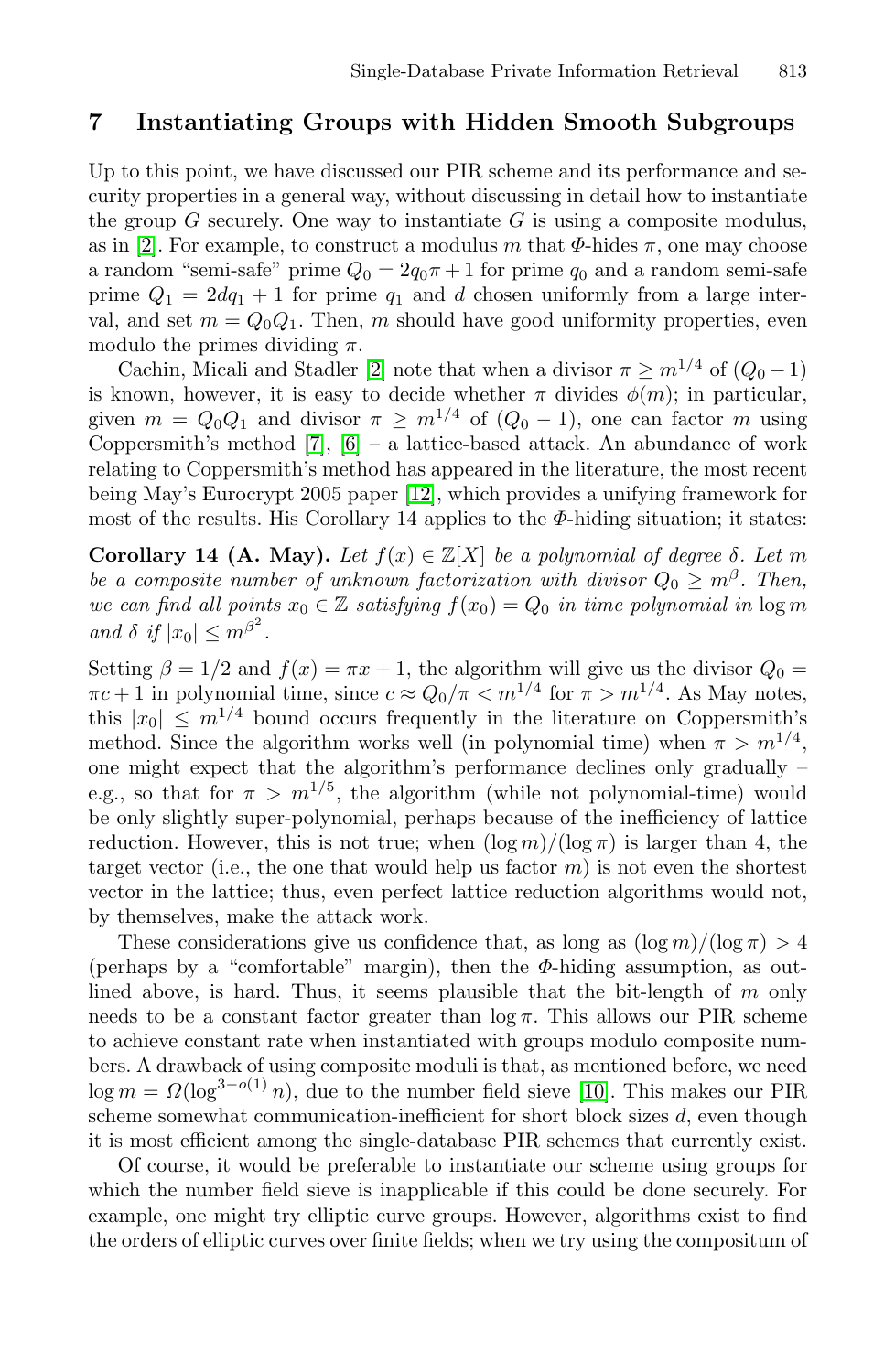## 7 Instantiating Groups with Hidden Smooth Subgroups

Up to this point, we have discussed our PIR scheme and its performance and security properties in a general way, without discussing in detail how to instantiate the group $G$ securely. One way to instantiate $G$ is using a composite modulus, as in [2]. For example, to construct a modulus $m$ that $\Phi$-hides $\pi$, one may choose a random "semi-safe" prime $Q_0 = 2q_0\pi + 1$ for prime $q_0$ and a random semi-safe prime $Q_1 = 2dq_1 + 1$ for prime $q_1$ and $d$ chosen uniformly from a large interval, and set $m = Q_0Q_1$. Then, $m$ should have good uniformity properties, even modulo the primes dividing $\pi$.

Cachin, Micali and Stadler [2] note that when a divisor $\pi \geq m^{1/4}$ of $(Q_0 - 1)$ is known, however, it is easy to decide whether $\pi$ divides $\phi(m)$; in particular, given $m = Q_0Q_1$ and divisor $\pi \geq m^{1/4}$ of $(Q_0 - 1)$, one can factor $m$ using Coppersmith's method [7], [6] – a lattice-based attack. An abundance of work relating to Coppersmith's method has appeared in the literature, the most recent being May's Eurocrypt 2005 paper [12], which provides a unifying framework for most of the results. His Corollary 14 applies to the $\Phi$-hiding situation; it states:

**Corollary 14 (A. May).** *Let $f(x) \in \mathbb{Z}[X]$ be a polynomial of degree $\delta$. Let $m$ be a composite number of unknown factorization with divisor $Q_0 \geq m^{\beta}$. Then, we can find all points $x_0 \in \mathbb{Z}$ satisfying $f(x_0) = Q_0$ in time polynomial in $\log m$ and $\delta$ if $|x_0| \leq m^{\beta^2}$.*

Setting $\beta = 1/2$ and $f(x) = \pi x + 1$, the algorithm will give us the divisor $Q_0 = \pi c + 1$ in polynomial time, since $c \approx Q_0/\pi < m^{1/4}$ for $\pi > m^{1/4}$. As May notes, this $|x_0| \leq m^{1/4}$ bound occurs frequently in the literature on Coppersmith's method. Since the algorithm works well (in polynomial time) when $\pi > m^{1/4}$, one might expect that the algorithm's performance declines only gradually – e.g., so that for $\pi > m^{1/5}$, the algorithm (while not polynomial-time) would be only slightly super-polynomial, perhaps because of the inefficiency of lattice reduction. However, this is not true; when $(\log m)/(\log \pi)$ is larger than 4, the target vector (i.e., the one that would help us factor $m$) is not even the shortest vector in the lattice; thus, even perfect lattice reduction algorithms would not, by themselves, make the attack work.

These considerations give us confidence that, as long as $(\log m)/(\log \pi) > 4$ (perhaps by a "comfortable" margin), then the $\Phi$-hiding assumption, as outlined above, is hard. Thus, it seems plausible that the bit-length of $m$ only needs to be a constant factor greater than $\log \pi$. This allows our PIR scheme to achieve constant rate when instantiated with groups modulo composite numbers. A drawback of using composite moduli is that, as mentioned before, we need $\log m = \Omega(\log^{3-o(1)} n)$, due to the number field sieve [10]. This makes our PIR scheme somewhat communication-inefficient for short block sizes $d$, even though it is most efficient among the single-database PIR schemes that currently exist.

Of course, it would be preferable to instantiate our scheme using groups for which the number field sieve is inapplicable if this could be done securely. For example, one might try elliptic curve groups. However, algorithms exist to find the orders of elliptic curves over finite fields; when we try using the compositum of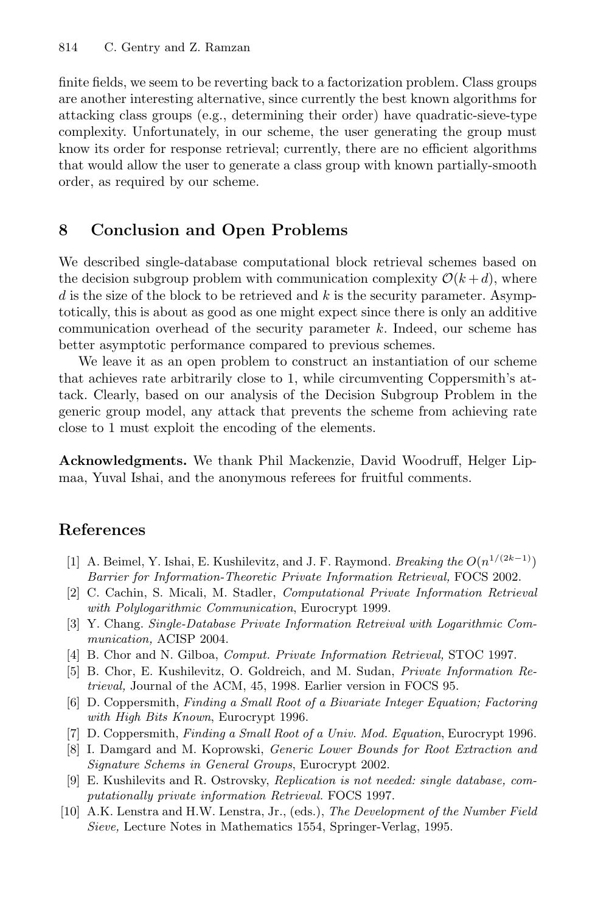finite fields, we seem to be reverting back to a factorization problem. Class groups are another interesting alternative, since currently the best known algorithms for attacking class groups (e.g., determining their order) have quadratic-sieve-type complexity. Unfortunately, in our scheme, the user generating the group must know its order for response retrieval; currently, there are no efficient algorithms that would allow the user to generate a class group with known partially-smooth order, as required by our scheme.

## 8 Conclusion and Open Problems

We described single-database computational block retrieval schemes based on the decision subgroup problem with communication complexity $\mathcal{O}(k + d)$, where $d$ is the size of the block to be retrieved and $k$ is the security parameter. Asymptotically, this is about as good as one might expect since there is only an additive communication overhead of the security parameter $k$. Indeed, our scheme has better asymptotic performance compared to previous schemes.

We leave it as an open problem to construct an instantiation of our scheme that achieves rate arbitrarily close to 1, while circumventing Coppersmith's attack. Clearly, based on our analysis of the Decision Subgroup Problem in the generic group model, any attack that prevents the scheme from achieving rate close to 1 must exploit the encoding of the elements.

**Acknowledgments.** We thank Phil Mackenzie, David Woodruff, Helger Lipmaa, Yuval Ishai, and the anonymous referees for fruitful comments.

## References

[1] A. Beimel, Y. Ishai, E. Kushilevitz, and J. F. Raymond. *Breaking the $O(n^{1/(2k-1)})$ Barrier for Information-Theoretic Private Information Retrieval,* FOCS 2002.

[2] C. Cachin, S. Micali, M. Stadler, *Computational Private Information Retrieval with Polylogarithmic Communication*, Eurocrypt 1999.

[3] Y. Chang. *Single-Database Private Information Retreival with Logarithmic Communication,* ACISP 2004.

[4] B. Chor and N. Gilboa, *Comput. Private Information Retrieval,* STOC 1997.

[5] B. Chor, E. Kushilevitz, O. Goldreich, and M. Sudan, *Private Information Retrieval,* Journal of the ACM, 45, 1998. Earlier version in FOCS 95.

[6] D. Coppersmith, *Finding a Small Root of a Bivariate Integer Equation; Factoring with High Bits Known*, Eurocrypt 1996.

[7] D. Coppersmith, *Finding a Small Root of a Univ. Mod. Equation*, Eurocrypt 1996.

[8] I. Damgard and M. Koprowski, *Generic Lower Bounds for Root Extraction and Signature Schems in General Groups*, Eurocrypt 2002.

[9] E. Kushilevits and R. Ostrovsky, *Replication is not needed: single database, computationally private information Retrieval.* FOCS 1997.

[10] A.K. Lenstra and H.W. Lenstra, Jr., (eds.), *The Development of the Number Field Sieve,* Lecture Notes in Mathematics 1554, Springer-Verlag, 1995.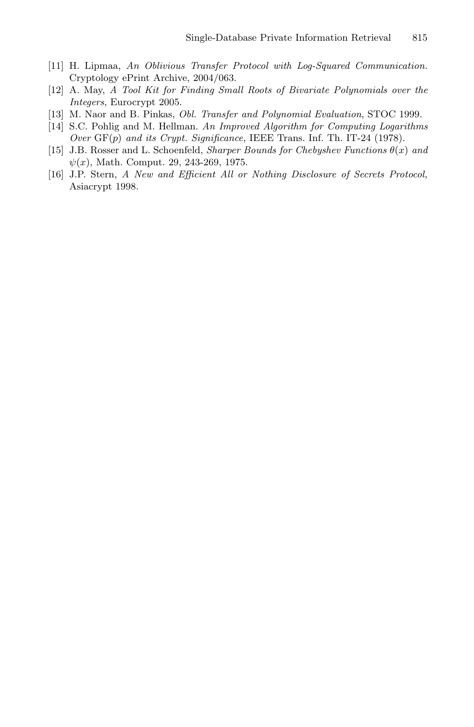[11] H. Lipmaa, *An Oblivious Transfer Protocol with Log-Squared Communication.* Cryptology ePrint Archive, 2004/063.

[12] A. May, *A Tool Kit for Finding Small Roots of Bivariate Polynomials over the Integers*, Eurocrypt 2005.

[13] M. Naor and B. Pinkas, *Obl. Transfer and Polynomial Evaluation*, STOC 1999.

[14] S.C. Pohlig and M. Hellman. *An Improved Algorithm for Computing Logarithms Over* GF($p$) *and its Crypt. Significance,* IEEE Trans. Inf. Th. IT-24 (1978).

[15] J.B. Rosser and L. Schoenfeld, *Sharper Bounds for Chebyshev Functions* $\theta(x)$ *and* $\psi(x)$, Math. Comput. 29, 243-269, 1975.

[16] J.P. Stern, *A New and Efficient All or Nothing Disclosure of Secrets Protocol,* Asiacrypt 1998.